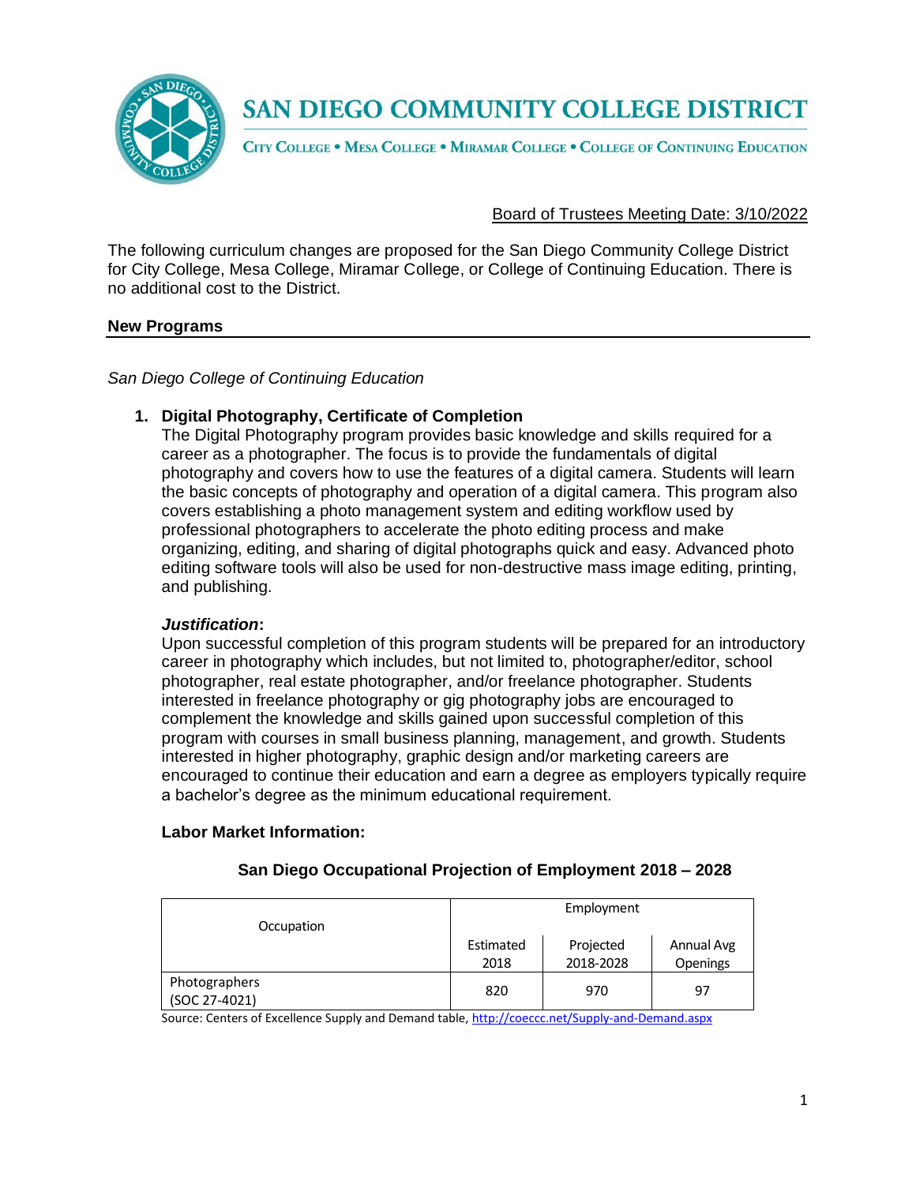# SAN DIEGO COMMUNITY COLLEGE DISTRICT

CITY COLLEGE • MESA COLLEGE • MIRAMAR COLLEGE • COLLEGE OF CONTINUING EDUCATION

Board of Trustees Meeting Date: 3/10/2022

The following curriculum changes are proposed for the San Diego Community College District for City College, Mesa College, Miramar College, or College of Continuing Education. There is no additional cost to the District.

## New Programs

*San Diego College of Continuing Education*

1. **Digital Photography, Certificate of Completion**
   The Digital Photography program provides basic knowledge and skills required for a career as a photographer. The focus is to provide the fundamentals of digital photography and covers how to use the features of a digital camera. Students will learn the basic concepts of photography and operation of a digital camera. This program also covers establishing a photo management system and editing workflow used by professional photographers to accelerate the photo editing process and make organizing, editing, and sharing of digital photographs quick and easy. Advanced photo editing software tools will also be used for non-destructive mass image editing, printing, and publishing.

   ***Justification*:**
   Upon successful completion of this program students will be prepared for an introductory career in photography which includes, but not limited to, photographer/editor, school photographer, real estate photographer, and/or freelance photographer. Students interested in freelance photography or gig photography jobs are encouraged to complement the knowledge and skills gained upon successful completion of this program with courses in small business planning, management, and growth. Students interested in higher photography, graphic design and/or marketing careers are encouraged to continue their education and earn a degree as employers typically require a bachelor's degree as the minimum educational requirement.

   **Labor Market Information:**

   **San Diego Occupational Projection of Employment 2018 – 2028**

   | Occupation | Employment | | |
   |---|---|---|---|
   | | Estimated 2018 | Projected 2018-2028 | Annual Avg Openings |
   | Photographers (SOC 27-4021) | 820 | 970 | 97 |

   Source: Centers of Excellence Supply and Demand table, http://coeccc.net/Supply-and-Demand.aspx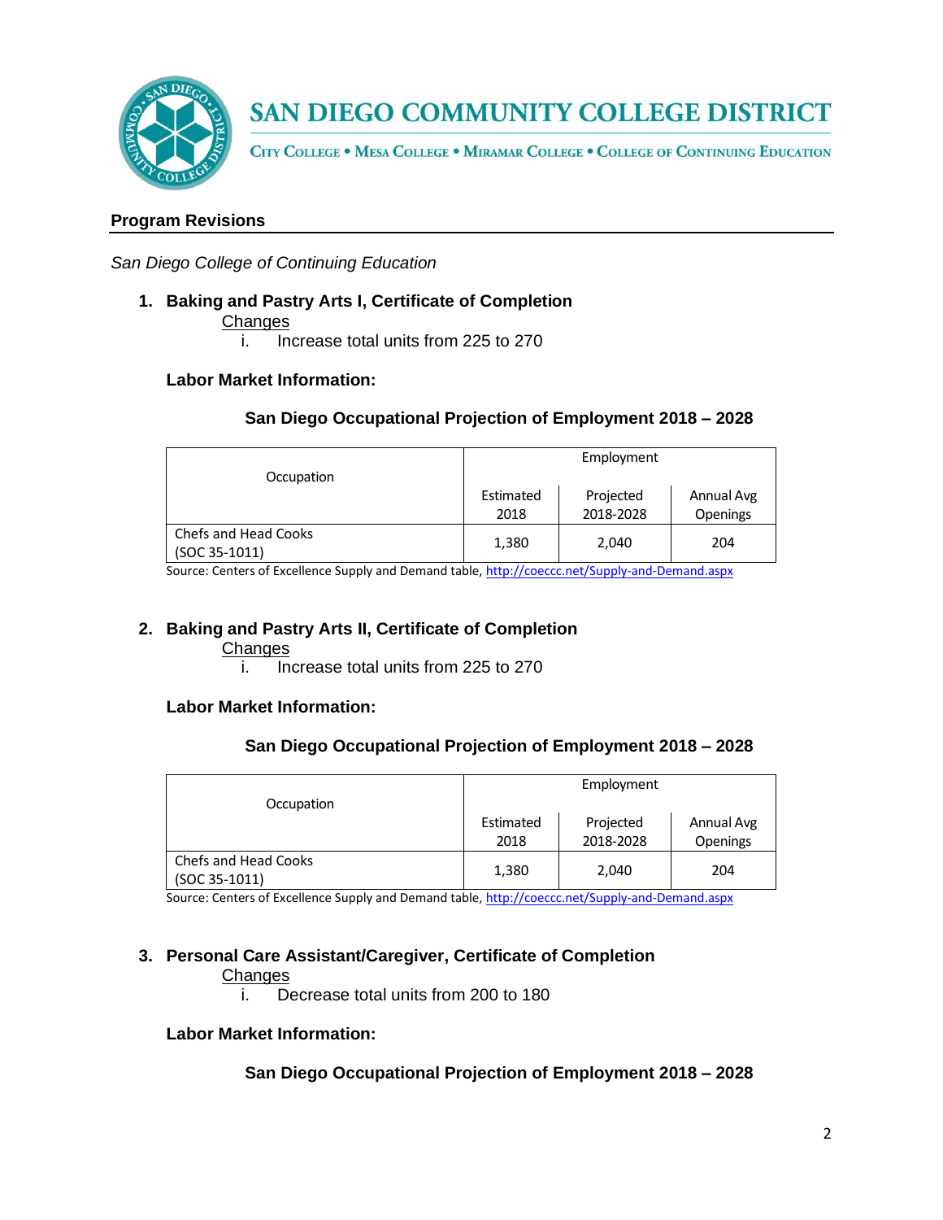# SAN DIEGO COMMUNITY COLLEGE DISTRICT

CITY COLLEGE • MESA COLLEGE • MIRAMAR COLLEGE • COLLEGE OF CONTINUING EDUCATION

## Program Revisions

*San Diego College of Continuing Education*

1. **Baking and Pastry Arts I, Certificate of Completion**

   Changes

   i. Increase total units from 225 to 270

   **Labor Market Information:**

   **San Diego Occupational Projection of Employment 2018 – 2028**

| Occupation | Employment | | |
|---|---|---|---|
| | Estimated 2018 | Projected 2018-2028 | Annual Avg Openings |
| Chefs and Head Cooks (SOC 35-1011) | 1,380 | 2,040 | 204 |

Source: Centers of Excellence Supply and Demand table, http://coeccc.net/Supply-and-Demand.aspx

2. **Baking and Pastry Arts II, Certificate of Completion**

   Changes

   i. Increase total units from 225 to 270

   **Labor Market Information:**

   **San Diego Occupational Projection of Employment 2018 – 2028**

| Occupation | Employment | | |
|---|---|---|---|
| | Estimated 2018 | Projected 2018-2028 | Annual Avg Openings |
| Chefs and Head Cooks (SOC 35-1011) | 1,380 | 2,040 | 204 |

Source: Centers of Excellence Supply and Demand table, http://coeccc.net/Supply-and-Demand.aspx

3. **Personal Care Assistant/Caregiver, Certificate of Completion**

   Changes

   i. Decrease total units from 200 to 180

   **Labor Market Information:**

   **San Diego Occupational Projection of Employment 2018 – 2028**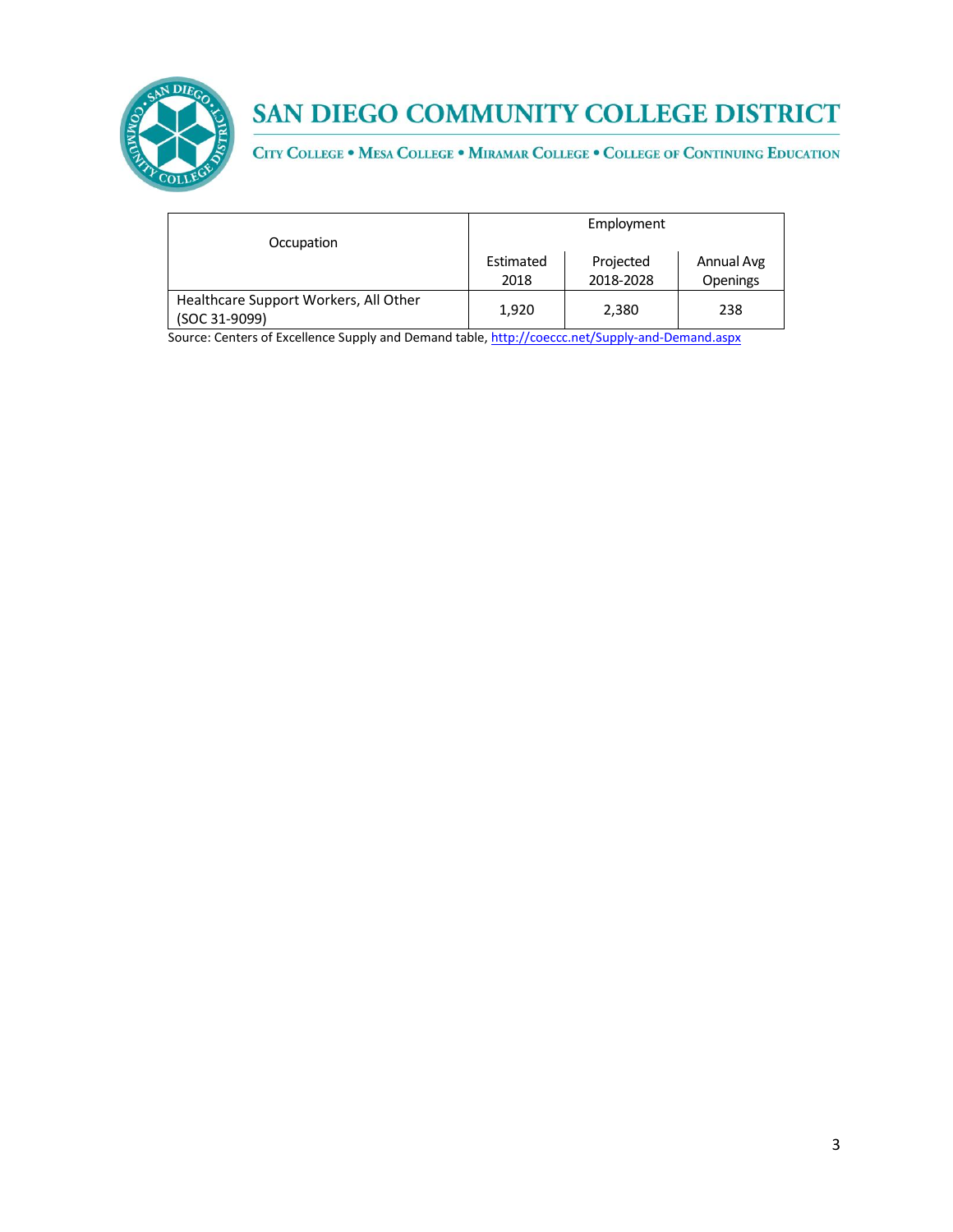| Occupation | Employment | | |
|---|---|---|---|
| | Estimated 2018 | Projected 2018-2028 | Annual Avg Openings |
| Healthcare Support Workers, All Other (SOC 31-9099) | 1,920 | 2,380 | 238 |

Source: Centers of Excellence Supply and Demand table, http://coeccc.net/Supply-and-Demand.aspx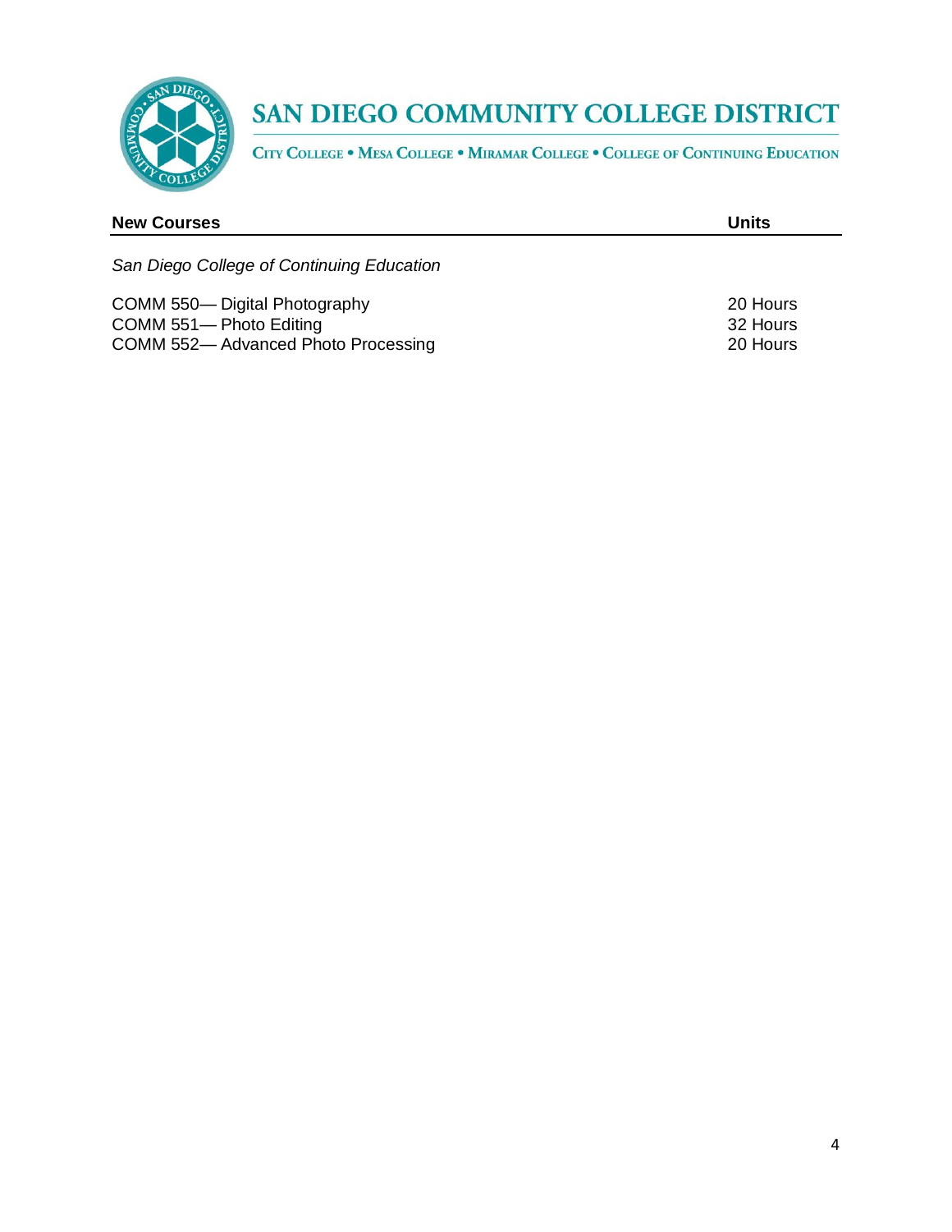# SAN DIEGO COMMUNITY COLLEGE DISTRICT

CITY COLLEGE • MESA COLLEGE • MIRAMAR COLLEGE • COLLEGE OF CONTINUING EDUCATION

| **New Courses** | **Units** |
|---|---|
| *San Diego College of Continuing Education* | |
| COMM 550— Digital Photography | 20 Hours |
| COMM 551— Photo Editing | 32 Hours |
| COMM 552— Advanced Photo Processing | 20 Hours |